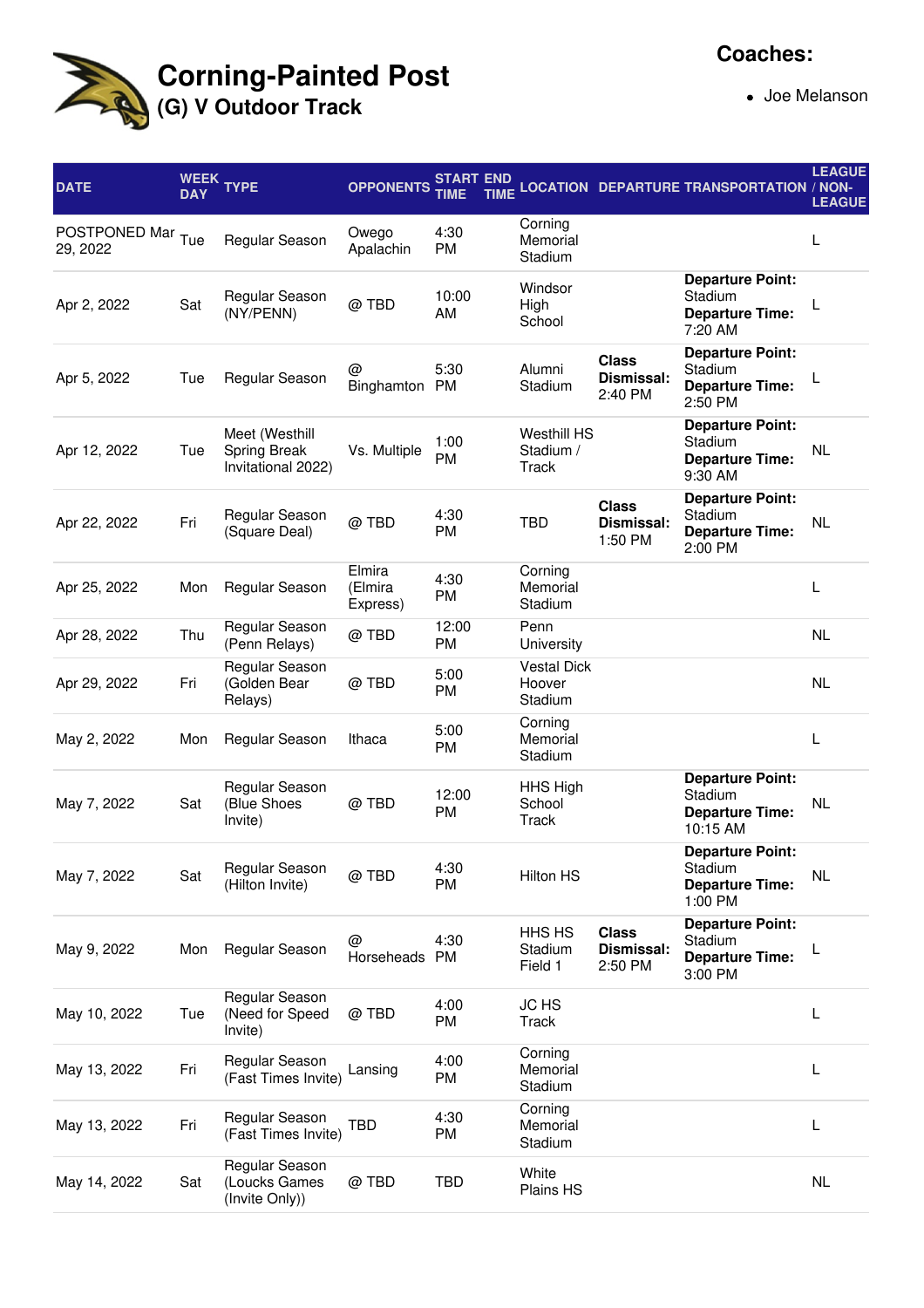# Corning-Painted Post

## (G) V Outdoor Track

**Coaches:**

- Joe Melanson

| DATE | WEEK DAY | TYPE | OPPONENTS | START TIME | END TIME | LOCATION | DEPARTURE | TRANSPORTATION | LEAGUE / NON-LEAGUE |
|---|---|---|---|---|---|---|---|---|---|
| POSTPONED Mar 29, 2022 | Tue | Regular Season | Owego Apalachin | 4:30 PM | | Corning Memorial Stadium | | | L |
| Apr 2, 2022 | Sat | Regular Season (NY/PENN) | @ TBD | 10:00 AM | | Windsor High School | | **Departure Point:** Stadium **Departure Time:** 7:20 AM | L |
| Apr 5, 2022 | Tue | Regular Season | @ Binghamton | 5:30 PM | | Alumni Stadium | **Class Dismissal:** 2:40 PM | **Departure Point:** Stadium **Departure Time:** 2:50 PM | L |
| Apr 12, 2022 | Tue | Meet (Westhill Spring Break Invitational 2022) | Vs. Multiple | 1:00 PM | | Westhill HS Stadium / Track | | **Departure Point:** Stadium **Departure Time:** 9:30 AM | NL |
| Apr 22, 2022 | Fri | Regular Season (Square Deal) | @ TBD | 4:30 PM | | TBD | **Class Dismissal:** 1:50 PM | **Departure Point:** Stadium **Departure Time:** 2:00 PM | NL |
| Apr 25, 2022 | Mon | Regular Season | Elmira (Elmira Express) | 4:30 PM | | Corning Memorial Stadium | | | L |
| Apr 28, 2022 | Thu | Regular Season (Penn Relays) | @ TBD | 12:00 PM | | Penn University | | | NL |
| Apr 29, 2022 | Fri | Regular Season (Golden Bear Relays) | @ TBD | 5:00 PM | | Vestal Dick Hoover Stadium | | | NL |
| May 2, 2022 | Mon | Regular Season | Ithaca | 5:00 PM | | Corning Memorial Stadium | | | L |
| May 7, 2022 | Sat | Regular Season (Blue Shoes Invite) | @ TBD | 12:00 PM | | HHS High School Track | | **Departure Point:** Stadium **Departure Time:** 10:15 AM | NL |
| May 7, 2022 | Sat | Regular Season (Hilton Invite) | @ TBD | 4:30 PM | | Hilton HS | | **Departure Point:** Stadium **Departure Time:** 1:00 PM | NL |
| May 9, 2022 | Mon | Regular Season | @ Horseheads | 4:30 PM | | HHS HS Stadium Field 1 | **Class Dismissal:** 2:50 PM | **Departure Point:** Stadium **Departure Time:** 3:00 PM | L |
| May 10, 2022 | Tue | Regular Season (Need for Speed Invite) | @ TBD | 4:00 PM | | JC HS Track | | | L |
| May 13, 2022 | Fri | Regular Season (Fast Times Invite) | Lansing | 4:00 PM | | Corning Memorial Stadium | | | L |
| May 13, 2022 | Fri | Regular Season (Fast Times Invite) | TBD | 4:30 PM | | Corning Memorial Stadium | | | L |
| May 14, 2022 | Sat | Regular Season (Loucks Games (Invite Only)) | @ TBD | TBD | | White Plains HS | | | NL |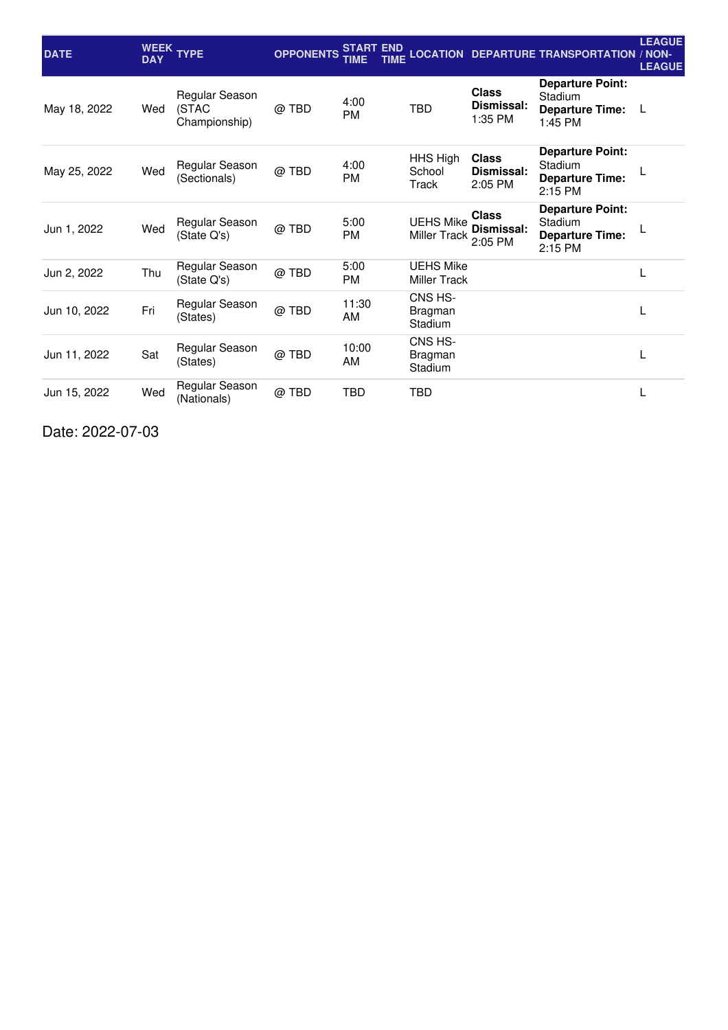| DATE | WEEK DAY | TYPE | OPPONENTS | START TIME | END TIME | LOCATION | DEPARTURE | TRANSPORTATION | LEAGUE / NON-LEAGUE |
|---|---|---|---|---|---|---|---|---|---|
| May 18, 2022 | Wed | Regular Season (STAC Championship) | @ TBD | 4:00 PM | | TBD | **Class Dismissal:** 1:35 PM | **Departure Point:** Stadium **Departure Time:** 1:45 PM | L |
| May 25, 2022 | Wed | Regular Season (Sectionals) | @ TBD | 4:00 PM | | HHS High School Track | **Class Dismissal:** 2:05 PM | **Departure Point:** Stadium **Departure Time:** 2:15 PM | L |
| Jun 1, 2022 | Wed | Regular Season (State Q's) | @ TBD | 5:00 PM | | UEHS Mike Miller Track | **Class Dismissal:** 2:05 PM | **Departure Point:** Stadium **Departure Time:** 2:15 PM | L |
| Jun 2, 2022 | Thu | Regular Season (State Q's) | @ TBD | 5:00 PM | | UEHS Mike Miller Track | | | L |
| Jun 10, 2022 | Fri | Regular Season (States) | @ TBD | 11:30 AM | | CNS HS-Bragman Stadium | | | L |
| Jun 11, 2022 | Sat | Regular Season (States) | @ TBD | 10:00 AM | | CNS HS-Bragman Stadium | | | L |
| Jun 15, 2022 | Wed | Regular Season (Nationals) | @ TBD | TBD | | TBD | | | L |

Date: 2022-07-03